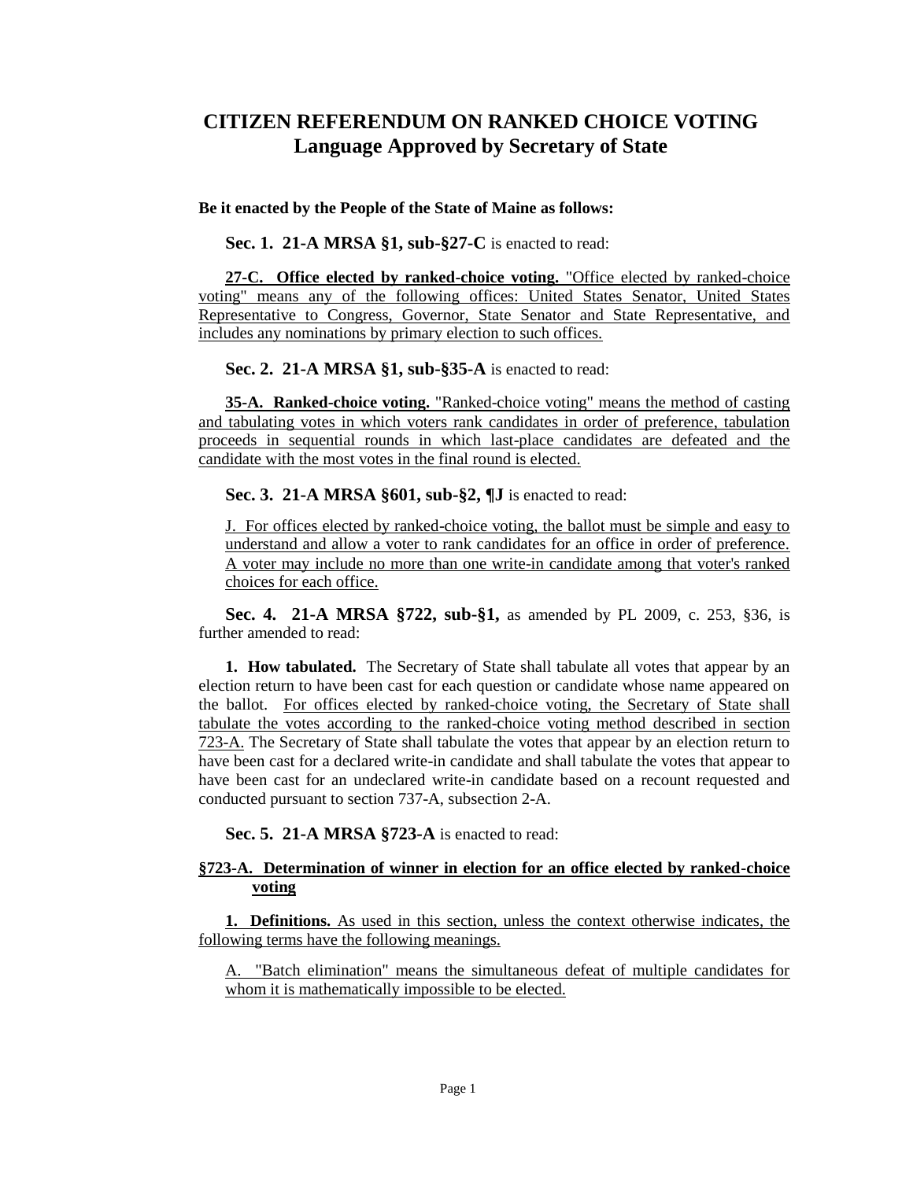# CITIZEN REFERENDUM ON RANKED CHOICE VOTING
## Language Approved by Secretary of State

**Be it enacted by the People of the State of Maine as follows:**

**Sec. 1. 21-A MRSA §1, sub-§27-C** is enacted to read:

**27-C. Office elected by ranked-choice voting.** "Office elected by ranked-choice voting" means any of the following offices: United States Senator, United States Representative to Congress, Governor, State Senator and State Representative, and includes any nominations by primary election to such offices.

**Sec. 2. 21-A MRSA §1, sub-§35-A** is enacted to read:

**35-A. Ranked-choice voting.** "Ranked-choice voting" means the method of casting and tabulating votes in which voters rank candidates in order of preference, tabulation proceeds in sequential rounds in which last-place candidates are defeated and the candidate with the most votes in the final round is elected.

**Sec. 3. 21-A MRSA §601, sub-§2, ¶J** is enacted to read:

J. For offices elected by ranked-choice voting, the ballot must be simple and easy to understand and allow a voter to rank candidates for an office in order of preference. A voter may include no more than one write-in candidate among that voter's ranked choices for each office.

**Sec. 4. 21-A MRSA §722, sub-§1,** as amended by PL 2009, c. 253, §36, is further amended to read:

**1. How tabulated.** The Secretary of State shall tabulate all votes that appear by an election return to have been cast for each question or candidate whose name appeared on the ballot. For offices elected by ranked-choice voting, the Secretary of State shall tabulate the votes according to the ranked-choice voting method described in section 723-A. The Secretary of State shall tabulate the votes that appear by an election return to have been cast for a declared write-in candidate and shall tabulate the votes that appear to have been cast for an undeclared write-in candidate based on a recount requested and conducted pursuant to section 737-A, subsection 2-A.

**Sec. 5. 21-A MRSA §723-A** is enacted to read:

**§723-A. Determination of winner in election for an office elected by ranked-choice voting**

**1. Definitions.** As used in this section, unless the context otherwise indicates, the following terms have the following meanings.

A. "Batch elimination" means the simultaneous defeat of multiple candidates for whom it is mathematically impossible to be elected.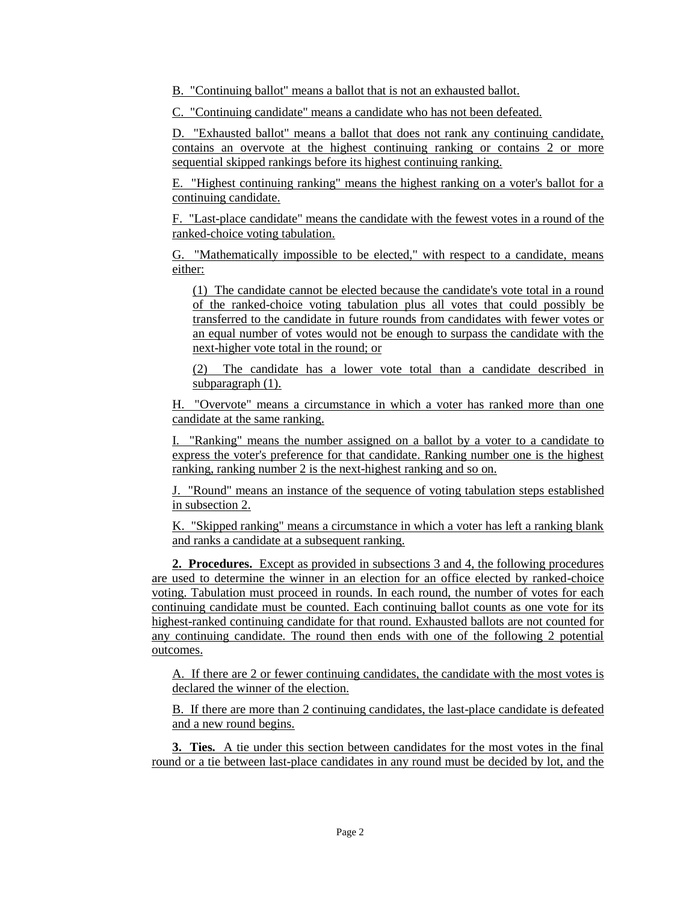B. "Continuing ballot" means a ballot that is not an exhausted ballot.

C. "Continuing candidate" means a candidate who has not been defeated.

D. "Exhausted ballot" means a ballot that does not rank any continuing candidate, contains an overvote at the highest continuing ranking or contains 2 or more sequential skipped rankings before its highest continuing ranking.

E. "Highest continuing ranking" means the highest ranking on a voter's ballot for a continuing candidate.

F. "Last-place candidate" means the candidate with the fewest votes in a round of the ranked-choice voting tabulation.

G. "Mathematically impossible to be elected," with respect to a candidate, means either:

(1) The candidate cannot be elected because the candidate's vote total in a round of the ranked-choice voting tabulation plus all votes that could possibly be transferred to the candidate in future rounds from candidates with fewer votes or an equal number of votes would not be enough to surpass the candidate with the next-higher vote total in the round; or

(2) The candidate has a lower vote total than a candidate described in subparagraph (1).

H. "Overvote" means a circumstance in which a voter has ranked more than one candidate at the same ranking.

I. "Ranking" means the number assigned on a ballot by a voter to a candidate to express the voter's preference for that candidate. Ranking number one is the highest ranking, ranking number 2 is the next-highest ranking and so on.

J. "Round" means an instance of the sequence of voting tabulation steps established in subsection 2.

K. "Skipped ranking" means a circumstance in which a voter has left a ranking blank and ranks a candidate at a subsequent ranking.

**2. Procedures.** Except as provided in subsections 3 and 4, the following procedures are used to determine the winner in an election for an office elected by ranked-choice voting. Tabulation must proceed in rounds. In each round, the number of votes for each continuing candidate must be counted. Each continuing ballot counts as one vote for its highest-ranked continuing candidate for that round. Exhausted ballots are not counted for any continuing candidate. The round then ends with one of the following 2 potential outcomes.

A. If there are 2 or fewer continuing candidates, the candidate with the most votes is declared the winner of the election.

B. If there are more than 2 continuing candidates, the last-place candidate is defeated and a new round begins.

**3. Ties.** A tie under this section between candidates for the most votes in the final round or a tie between last-place candidates in any round must be decided by lot, and the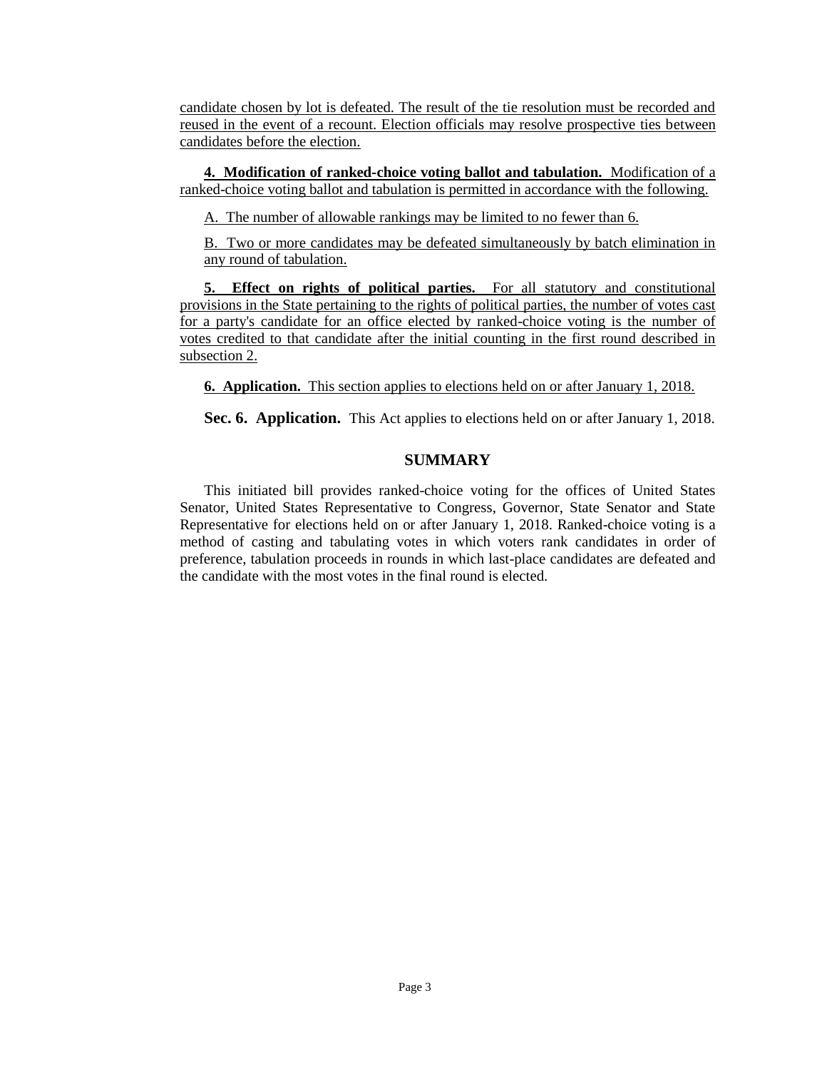candidate chosen by lot is defeated. The result of the tie resolution must be recorded and reused in the event of a recount. Election officials may resolve prospective ties between candidates before the election.

**4. Modification of ranked-choice voting ballot and tabulation.** Modification of a ranked-choice voting ballot and tabulation is permitted in accordance with the following.

A. The number of allowable rankings may be limited to no fewer than 6.

B. Two or more candidates may be defeated simultaneously by batch elimination in any round of tabulation.

**5. Effect on rights of political parties.** For all statutory and constitutional provisions in the State pertaining to the rights of political parties, the number of votes cast for a party's candidate for an office elected by ranked-choice voting is the number of votes credited to that candidate after the initial counting in the first round described in subsection 2.

**6. Application.** This section applies to elections held on or after January 1, 2018.

**Sec. 6. Application.** This Act applies to elections held on or after January 1, 2018.

## SUMMARY

This initiated bill provides ranked-choice voting for the offices of United States Senator, United States Representative to Congress, Governor, State Senator and State Representative for elections held on or after January 1, 2018. Ranked-choice voting is a method of casting and tabulating votes in which voters rank candidates in order of preference, tabulation proceeds in rounds in which last-place candidates are defeated and the candidate with the most votes in the final round is elected.